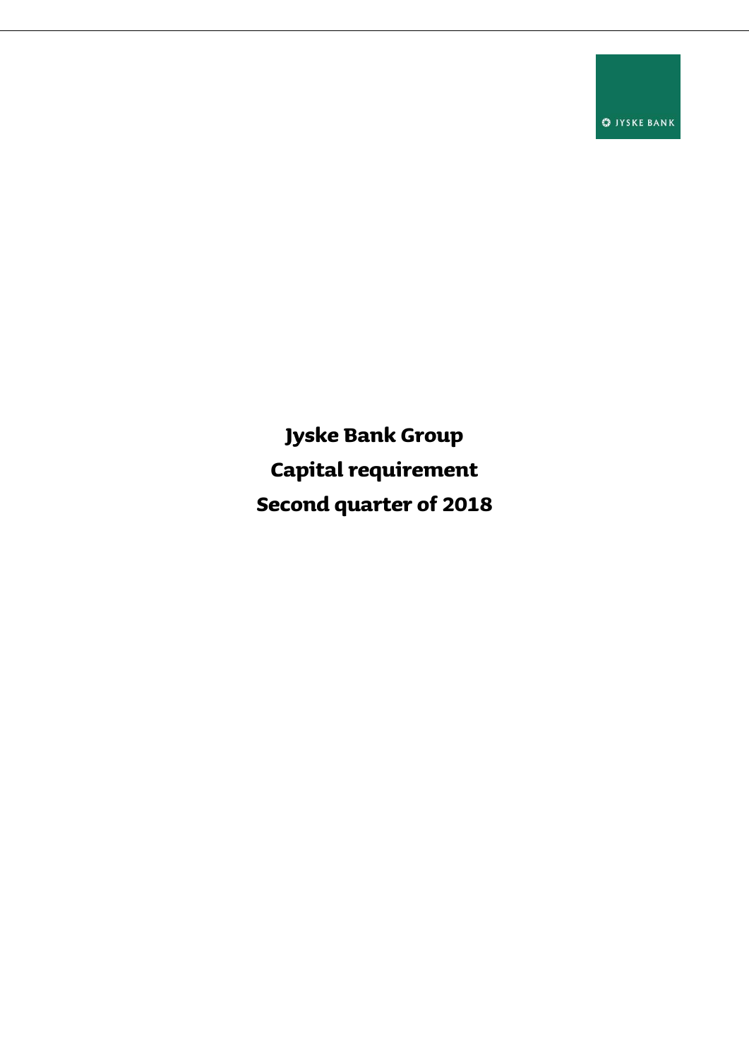JYSKE BANK

# Jyske Bank Group

# Capital requirement

# Second quarter of 2018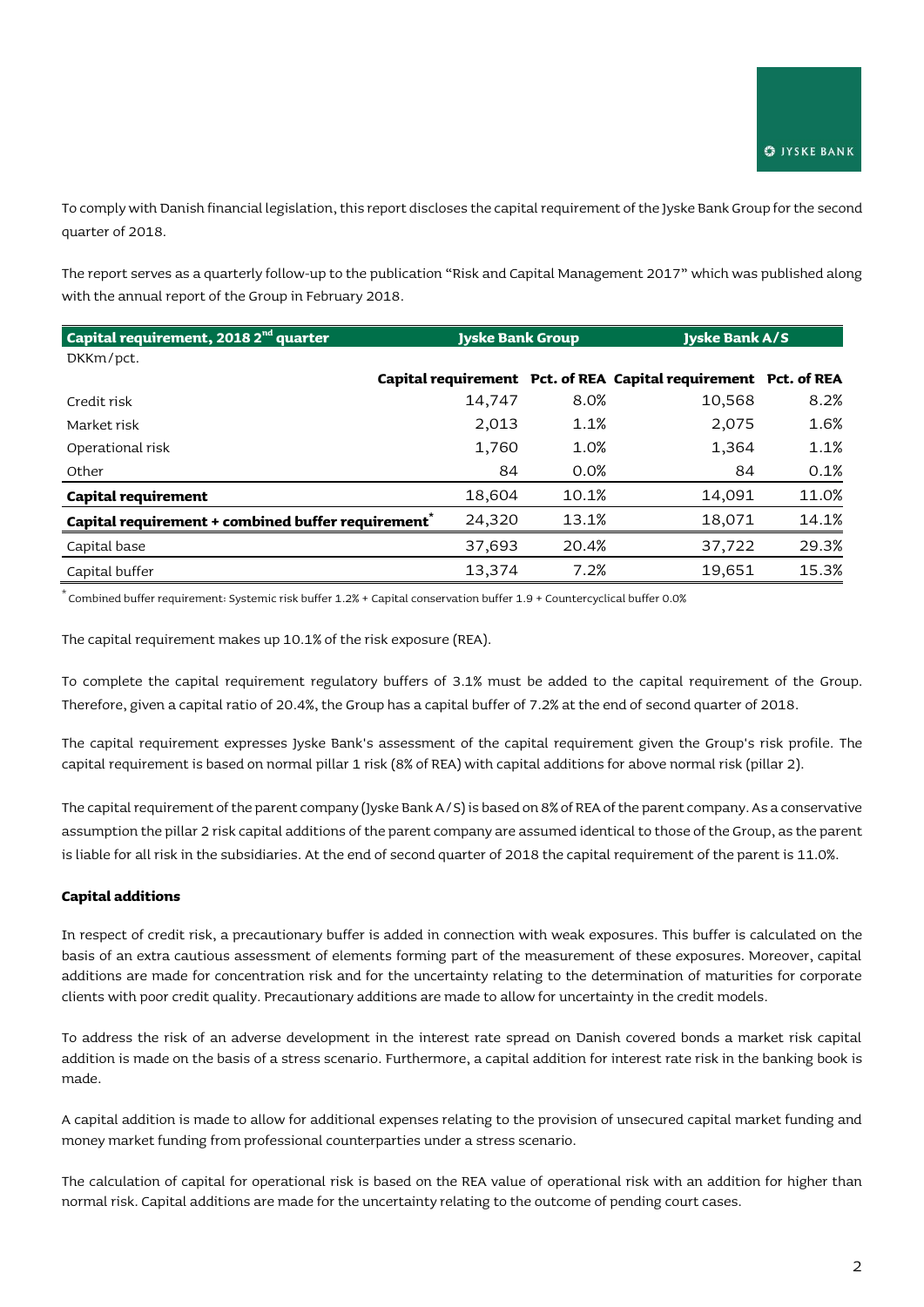To comply with Danish financial legislation, this report discloses the capital requirement of the Jyske Bank Group for the second quarter of 2018.

The report serves as a quarterly follow-up to the publication "Risk and Capital Management 2017" which was published along with the annual report of the Group in February 2018.

| **Capital requirement, 2018 2nd quarter** | **Jyske Bank Group** | | **Jyske Bank A/S** | |
|---|---|---|---|---|
| DKKm/pct. | | | | |
| | **Capital requirement** | **Pct. of REA** | **Capital requirement** | **Pct. of REA** |
| Credit risk | 14,747 | 8.0% | 10,568 | 8.2% |
| Market risk | 2,013 | 1.1% | 2,075 | 1.6% |
| Operational risk | 1,760 | 1.0% | 1,364 | 1.1% |
| Other | 84 | 0.0% | 84 | 0.1% |
| **Capital requirement** | 18,604 | 10.1% | 14,091 | 11.0% |
| **Capital requirement + combined buffer requirement*** | 24,320 | 13.1% | 18,071 | 14.1% |
| Capital base | 37,693 | 20.4% | 37,722 | 29.3% |
| Capital buffer | 13,374 | 7.2% | 19,651 | 15.3% |

* Combined buffer requirement: Systemic risk buffer 1.2% + Capital conservation buffer 1.9 + Countercyclical buffer 0.0%

The capital requirement makes up 10.1% of the risk exposure (REA).

To complete the capital requirement regulatory buffers of 3.1% must be added to the capital requirement of the Group. Therefore, given a capital ratio of 20.4%, the Group has a capital buffer of 7.2% at the end of second quarter of 2018.

The capital requirement expresses Jyske Bank's assessment of the capital requirement given the Group's risk profile. The capital requirement is based on normal pillar 1 risk (8% of REA) with capital additions for above normal risk (pillar 2).

The capital requirement of the parent company (Jyske Bank A/S) is based on 8% of REA of the parent company. As a conservative assumption the pillar 2 risk capital additions of the parent company are assumed identical to those of the Group, as the parent is liable for all risk in the subsidiaries. At the end of second quarter of 2018 the capital requirement of the parent is 11.0%.

### Capital additions

In respect of credit risk, a precautionary buffer is added in connection with weak exposures. This buffer is calculated on the basis of an extra cautious assessment of elements forming part of the measurement of these exposures. Moreover, capital additions are made for concentration risk and for the uncertainty relating to the determination of maturities for corporate clients with poor credit quality. Precautionary additions are made to allow for uncertainty in the credit models.

To address the risk of an adverse development in the interest rate spread on Danish covered bonds a market risk capital addition is made on the basis of a stress scenario. Furthermore, a capital addition for interest rate risk in the banking book is made.

A capital addition is made to allow for additional expenses relating to the provision of unsecured capital market funding and money market funding from professional counterparties under a stress scenario.

The calculation of capital for operational risk is based on the REA value of operational risk with an addition for higher than normal risk. Capital additions are made for the uncertainty relating to the outcome of pending court cases.